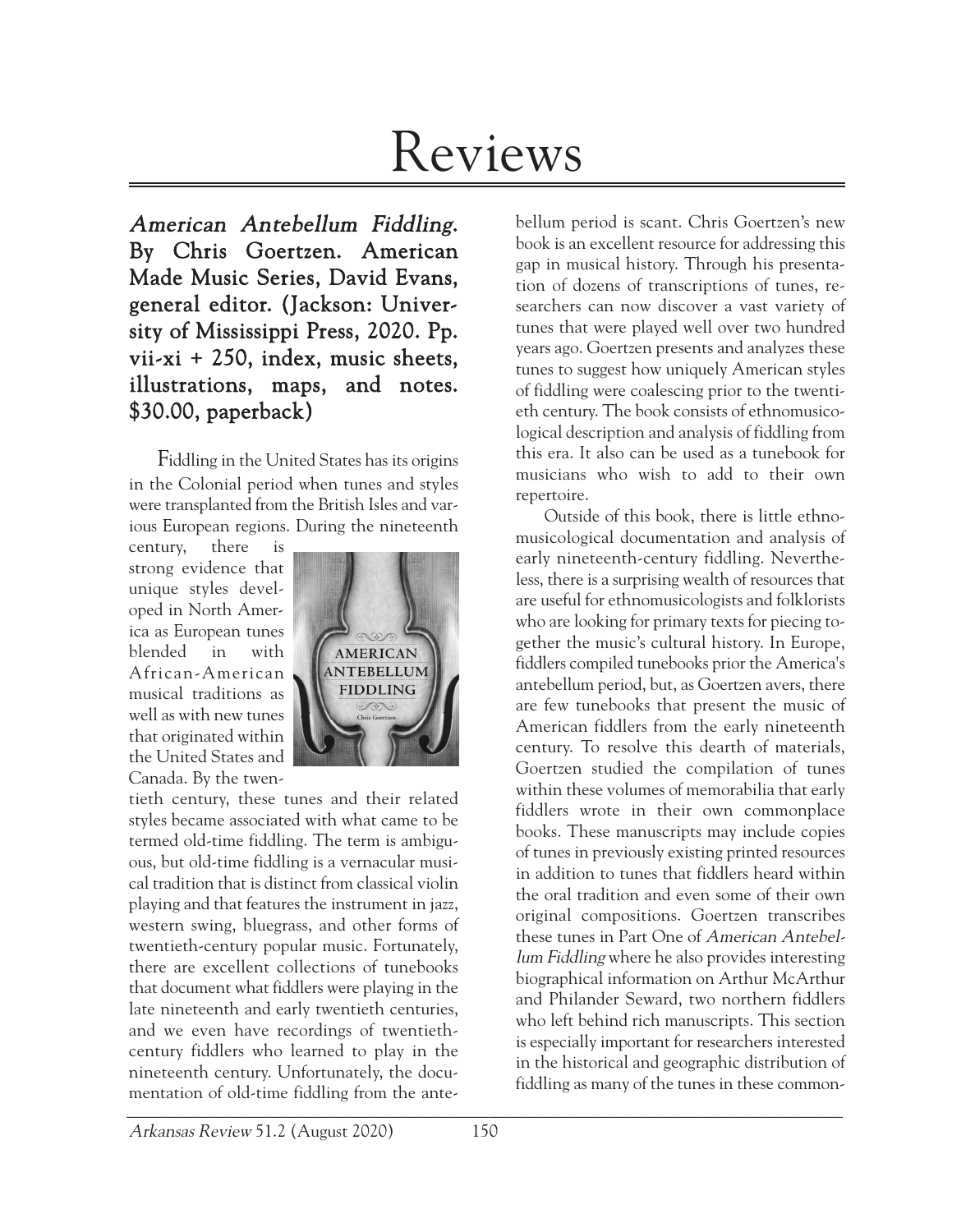# Reviews

***American Antebellum Fiddling*. By Chris Goertzen. American Made Music Series, David Evans, general editor. (Jackson: University of Mississippi Press, 2020. Pp. vii-xi + 250, index, music sheets, illustrations, maps, and notes. $30.00, paperback)**

Fiddling in the United States has its origins in the Colonial period when tunes and styles were transplanted from the British Isles and various European regions. During the nineteenth century, there is strong evidence that unique styles developed in North America as European tunes blended in with African-American musical traditions as well as with new tunes that originated within the United States and Canada. By the twentieth century, these tunes and their related styles became associated with what came to be termed old-time fiddling. The term is ambiguous, but old-time fiddling is a vernacular musical tradition that is distinct from classical violin playing and that features the instrument in jazz, western swing, bluegrass, and other forms of twentieth-century popular music. Fortunately, there are excellent collections of tunebooks that document what fiddlers were playing in the late nineteenth and early twentieth centuries, and we even have recordings of twentieth-century fiddlers who learned to play in the nineteenth century. Unfortunately, the documentation of old-time fiddling from the antebellum period is scant. Chris Goertzen's new book is an excellent resource for addressing this gap in musical history. Through his presentation of dozens of transcriptions of tunes, researchers can now discover a vast variety of tunes that were played well over two hundred years ago. Goertzen presents and analyzes these tunes to suggest how uniquely American styles of fiddling were coalescing prior to the twentieth century. The book consists of ethnomusicological description and analysis of fiddling from this era. It also can be used as a tunebook for musicians who wish to add to their own repertoire.

Outside of this book, there is little ethnomusicological documentation and analysis of early nineteenth-century fiddling. Nevertheless, there is a surprising wealth of resources that are useful for ethnomusicologists and folklorists who are looking for primary texts for piecing together the music's cultural history. In Europe, fiddlers compiled tunebooks prior the America's antebellum period, but, as Goertzen avers, there are few tunebooks that present the music of American fiddlers from the early nineteenth century. To resolve this dearth of materials, Goertzen studied the compilation of tunes within these volumes of memorabilia that early fiddlers wrote in their own commonplace books. These manuscripts may include copies of tunes in previously existing printed resources in addition to tunes that fiddlers heard within the oral tradition and even some of their own original compositions. Goertzen transcribes these tunes in Part One of *American Antebellum Fiddling* where he also provides interesting biographical information on Arthur McArthur and Philander Seward, two northern fiddlers who left behind rich manuscripts. This section is especially important for researchers interested in the historical and geographic distribution of fiddling as many of the tunes in these common-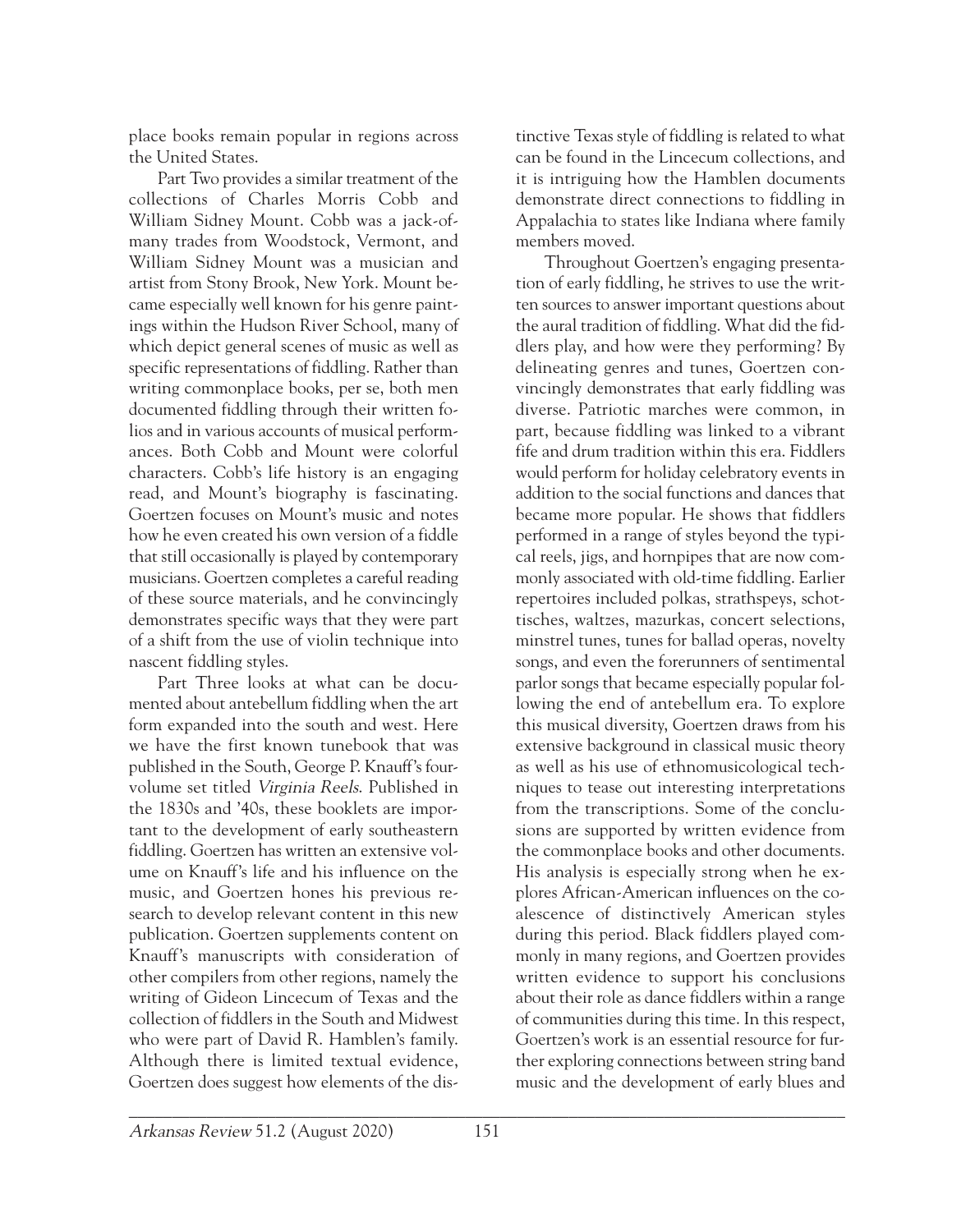place books remain popular in regions across the United States.

Part Two provides a similar treatment of the collections of Charles Morris Cobb and William Sidney Mount. Cobb was a jack-of-many trades from Woodstock, Vermont, and William Sidney Mount was a musician and artist from Stony Brook, New York. Mount became especially well known for his genre paintings within the Hudson River School, many of which depict general scenes of music as well as specific representations of fiddling. Rather than writing commonplace books, per se, both men documented fiddling through their written folios and in various accounts of musical performances. Both Cobb and Mount were colorful characters. Cobb's life history is an engaging read, and Mount's biography is fascinating. Goertzen focuses on Mount's music and notes how he even created his own version of a fiddle that still occasionally is played by contemporary musicians. Goertzen completes a careful reading of these source materials, and he convincingly demonstrates specific ways that they were part of a shift from the use of violin technique into nascent fiddling styles.

Part Three looks at what can be documented about antebellum fiddling when the art form expanded into the south and west. Here we have the first known tunebook that was published in the South, George P. Knauff's four-volume set titled *Virginia Reels*. Published in the 1830s and '40s, these booklets are important to the development of early southeastern fiddling. Goertzen has written an extensive volume on Knauff's life and his influence on the music, and Goertzen hones his previous research to develop relevant content in this new publication. Goertzen supplements content on Knauff's manuscripts with consideration of other compilers from other regions, namely the writing of Gideon Lincecum of Texas and the collection of fiddlers in the South and Midwest who were part of David R. Hamblen's family. Although there is limited textual evidence, Goertzen does suggest how elements of the distinctive Texas style of fiddling is related to what can be found in the Lincecum collections, and it is intriguing how the Hamblen documents demonstrate direct connections to fiddling in Appalachia to states like Indiana where family members moved.

Throughout Goertzen's engaging presentation of early fiddling, he strives to use the written sources to answer important questions about the aural tradition of fiddling. What did the fiddlers play, and how were they performing? By delineating genres and tunes, Goertzen convincingly demonstrates that early fiddling was diverse. Patriotic marches were common, in part, because fiddling was linked to a vibrant fife and drum tradition within this era. Fiddlers would perform for holiday celebratory events in addition to the social functions and dances that became more popular. He shows that fiddlers performed in a range of styles beyond the typical reels, jigs, and hornpipes that are now commonly associated with old-time fiddling. Earlier repertoires included polkas, strathspeys, schottisches, waltzes, mazurkas, concert selections, minstrel tunes, tunes for ballad operas, novelty songs, and even the forerunners of sentimental parlor songs that became especially popular following the end of antebellum era. To explore this musical diversity, Goertzen draws from his extensive background in classical music theory as well as his use of ethnomusicological techniques to tease out interesting interpretations from the transcriptions. Some of the conclusions are supported by written evidence from the commonplace books and other documents. His analysis is especially strong when he explores African-American influences on the coalescence of distinctively American styles during this period. Black fiddlers played commonly in many regions, and Goertzen provides written evidence to support his conclusions about their role as dance fiddlers within a range of communities during this time. In this respect, Goertzen's work is an essential resource for further exploring connections between string band music and the development of early blues and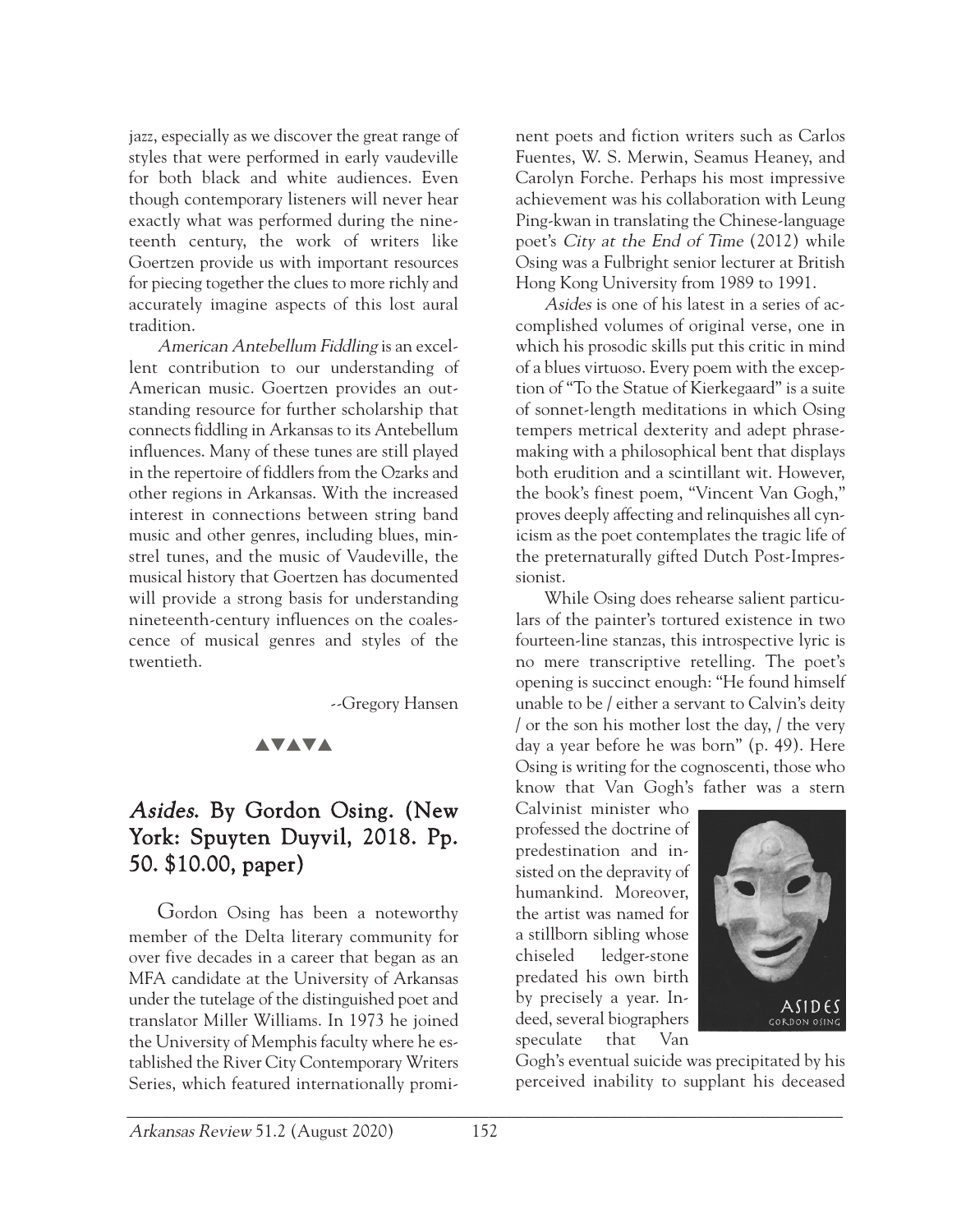jazz, especially as we discover the great range of styles that were performed in early vaudeville for both black and white audiences. Even though contemporary listeners will never hear exactly what was performed during the nineteenth century, the work of writers like Goertzen provide us with important resources for piecing together the clues to more richly and accurately imagine aspects of this lost aural tradition.

*American Antebellum Fiddling* is an excellent contribution to our understanding of American music. Goertzen provides an outstanding resource for further scholarship that connects fiddling in Arkansas to its Antebellum influences. Many of these tunes are still played in the repertoire of fiddlers from the Ozarks and other regions in Arkansas. With the increased interest in connections between string band music and other genres, including blues, minstrel tunes, and the music of Vaudeville, the musical history that Goertzen has documented will provide a strong basis for understanding nineteenth-century influences on the coalescence of musical genres and styles of the twentieth.

--Gregory Hansen

▲▼▲▼▲

## *Asides*. By Gordon Osing. (New York: Spuyten Duyvil, 2018. Pp. 50. $10.00, paper)

Gordon Osing has been a noteworthy member of the Delta literary community for over five decades in a career that began as an MFA candidate at the University of Arkansas under the tutelage of the distinguished poet and translator Miller Williams. In 1973 he joined the University of Memphis faculty where he established the River City Contemporary Writers Series, which featured internationally prominent poets and fiction writers such as Carlos Fuentes, W. S. Merwin, Seamus Heaney, and Carolyn Forche. Perhaps his most impressive achievement was his collaboration with Leung Ping-kwan in translating the Chinese-language poet's *City at the End of Time* (2012) while Osing was a Fulbright senior lecturer at British Hong Kong University from 1989 to 1991.

*Asides* is one of his latest in a series of accomplished volumes of original verse, one in which his prosodic skills put this critic in mind of a blues virtuoso. Every poem with the exception of "To the Statue of Kierkegaard" is a suite of sonnet-length meditations in which Osing tempers metrical dexterity and adept phrasemaking with a philosophical bent that displays both erudition and a scintillant wit. However, the book's finest poem, "Vincent Van Gogh," proves deeply affecting and relinquishes all cynicism as the poet contemplates the tragic life of the preternaturally gifted Dutch Post-Impressionist.

While Osing does rehearse salient particulars of the painter's tortured existence in two fourteen-line stanzas, this introspective lyric is no mere transcriptive retelling. The poet's opening is succinct enough: "He found himself unable to be / either a servant to Calvin's deity / or the son his mother lost the day, / the very day a year before he was born" (p. 49). Here Osing is writing for the cognoscenti, those who know that Van Gogh's father was a stern Calvinist minister who professed the doctrine of predestination and insisted on the depravity of humankind. Moreover, the artist was named for a stillborn sibling whose chiseled ledger-stone predated his own birth by precisely a year. Indeed, several biographers speculate that Van Gogh's eventual suicide was precipitated by his perceived inability to supplant his deceased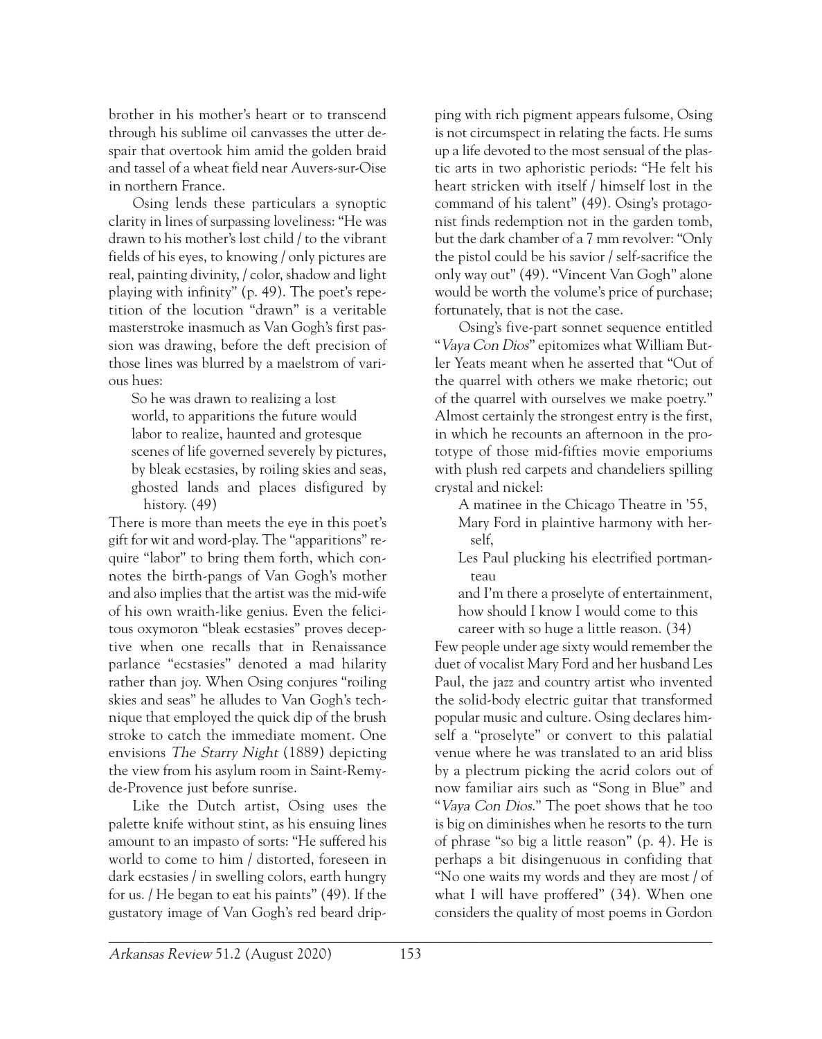brother in his mother's heart or to transcend through his sublime oil canvasses the utter despair that overtook him amid the golden braid and tassel of a wheat field near Auvers-sur-Oise in northern France.

Osing lends these particulars a synoptic clarity in lines of surpassing loveliness: "He was drawn to his mother's lost child / to the vibrant fields of his eyes, to knowing / only pictures are real, painting divinity, / color, shadow and light playing with infinity" (p. 49). The poet's repetition of the locution "drawn" is a veritable masterstroke inasmuch as Van Gogh's first passion was drawing, before the deft precision of those lines was blurred by a maelstrom of various hues:

> So he was drawn to realizing a lost
> world, to apparitions the future would
> labor to realize, haunted and grotesque
> scenes of life governed severely by pictures,
> by bleak ecstasies, by roiling skies and seas,
> ghosted lands and places disfigured by
> history. (49)

There is more than meets the eye in this poet's gift for wit and word-play. The "apparitions" require "labor" to bring them forth, which connotes the birth-pangs of Van Gogh's mother and also implies that the artist was the mid-wife of his own wraith-like genius. Even the felicitous oxymoron "bleak ecstasies" proves deceptive when one recalls that in Renaissance parlance "ecstasies" denoted a mad hilarity rather than joy. When Osing conjures "roiling skies and seas" he alludes to Van Gogh's technique that employed the quick dip of the brush stroke to catch the immediate moment. One envisions *The Starry Night* (1889) depicting the view from his asylum room in Saint-Remy-de-Provence just before sunrise.

Like the Dutch artist, Osing uses the palette knife without stint, as his ensuing lines amount to an impasto of sorts: "He suffered his world to come to him / distorted, foreseen in dark ecstasies / in swelling colors, earth hungry for us. / He began to eat his paints" (49). If the gustatory image of Van Gogh's red beard dripping with rich pigment appears fulsome, Osing is not circumspect in relating the facts. He sums up a life devoted to the most sensual of the plastic arts in two aphoristic periods: "He felt his heart stricken with itself / himself lost in the command of his talent" (49). Osing's protagonist finds redemption not in the garden tomb, but the dark chamber of a 7 mm revolver: "Only the pistol could be his savior / self-sacrifice the only way out" (49). "Vincent Van Gogh" alone would be worth the volume's price of purchase; fortunately, that is not the case.

Osing's five-part sonnet sequence entitled "*Vaya Con Dios*" epitomizes what William Butler Yeats meant when he asserted that "Out of the quarrel with others we make rhetoric; out of the quarrel with ourselves we make poetry." Almost certainly the strongest entry is the first, in which he recounts an afternoon in the prototype of those mid-fifties movie emporiums with plush red carpets and chandeliers spilling crystal and nickel:

> A matinee in the Chicago Theatre in '55,
> Mary Ford in plaintive harmony with herself,
> Les Paul plucking his electrified portmanteau
> and I'm there a proselyte of entertainment,
> how should I know I would come to this
> career with so huge a little reason. (34)

Few people under age sixty would remember the duet of vocalist Mary Ford and her husband Les Paul, the jazz and country artist who invented the solid-body electric guitar that transformed popular music and culture. Osing declares himself a "proselyte" or convert to this palatial venue where he was translated to an arid bliss by a plectrum picking the acrid colors out of now familiar airs such as "Song in Blue" and "*Vaya Con Dios*." The poet shows that he too is big on diminishes when he resorts to the turn of phrase "so big a little reason" (p. 4). He is perhaps a bit disingenuous in confiding that "No one waits my words and they are most / of what I will have proffered" (34). When one considers the quality of most poems in Gordon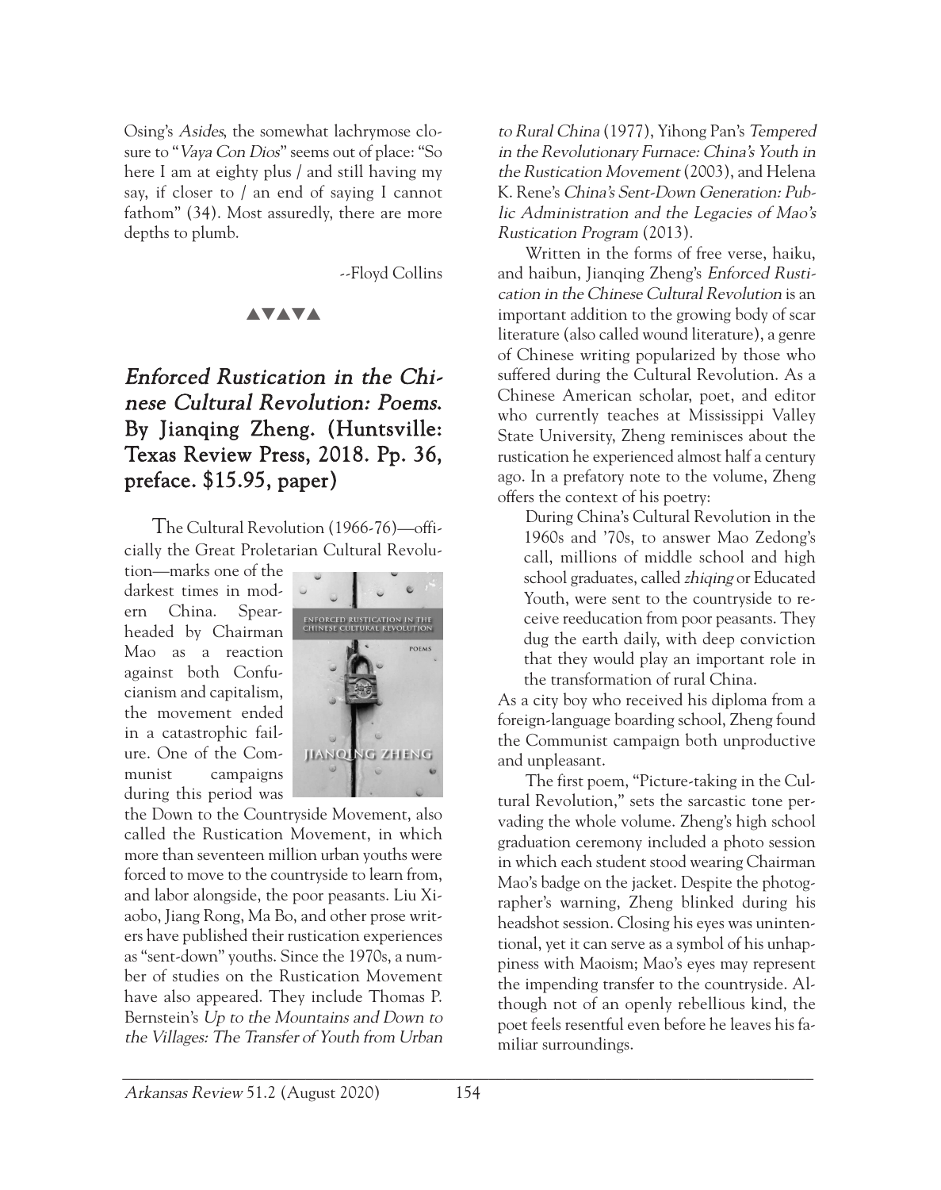Osing's *Asides*, the somewhat lachrymose closure to "*Vaya Con Dios*" seems out of place: "So here I am at eighty plus / and still having my say, if closer to / an end of saying I cannot fathom" (34). Most assuredly, there are more depths to plumb.

--Floyd Collins

▲▼▲▼▲

## *Enforced Rustication in the Chinese Cultural Revolution: Poems.* By Jianqing Zheng. (Huntsville: Texas Review Press, 2018. Pp. 36, preface. $15.95, paper)

The Cultural Revolution (1966-76)—officially the Great Proletarian Cultural Revolution—marks one of the darkest times in modern China. Spearheaded by Chairman Mao as a reaction against both Confucianism and capitalism, the movement ended in a catastrophic failure. One of the Communist campaigns during this period was the Down to the Countryside Movement, also called the Rustication Movement, in which more than seventeen million urban youths were forced to move to the countryside to learn from, and labor alongside, the poor peasants. Liu Xiaobo, Jiang Rong, Ma Bo, and other prose writers have published their rustication experiences as "sent-down" youths. Since the 1970s, a number of studies on the Rustication Movement have also appeared. They include Thomas P. Bernstein's *Up to the Mountains and Down to the Villages: The Transfer of Youth from Urban to Rural China* (1977), Yihong Pan's *Tempered in the Revolutionary Furnace: China's Youth in the Rustication Movement* (2003), and Helena K. Rene's *China's Sent-Down Generation: Public Administration and the Legacies of Mao's Rustication Program* (2013).

Written in the forms of free verse, haiku, and haibun, Jianqing Zheng's *Enforced Rustication in the Chinese Cultural Revolution* is an important addition to the growing body of scar literature (also called wound literature), a genre of Chinese writing popularized by those who suffered during the Cultural Revolution. As a Chinese American scholar, poet, and editor who currently teaches at Mississippi Valley State University, Zheng reminisces about the rustication he experienced almost half a century ago. In a prefatory note to the volume, Zheng offers the context of his poetry:

> During China's Cultural Revolution in the 1960s and '70s, to answer Mao Zedong's call, millions of middle school and high school graduates, called *zhiqing* or Educated Youth, were sent to the countryside to receive reeducation from poor peasants. They dug the earth daily, with deep conviction that they would play an important role in the transformation of rural China.

As a city boy who received his diploma from a foreign-language boarding school, Zheng found the Communist campaign both unproductive and unpleasant.

The first poem, "Picture-taking in the Cultural Revolution," sets the sarcastic tone pervading the whole volume. Zheng's high school graduation ceremony included a photo session in which each student stood wearing Chairman Mao's badge on the jacket. Despite the photographer's warning, Zheng blinked during his headshot session. Closing his eyes was unintentional, yet it can serve as a symbol of his unhappiness with Maoism; Mao's eyes may represent the impending transfer to the countryside. Although not of an openly rebellious kind, the poet feels resentful even before he leaves his familiar surroundings.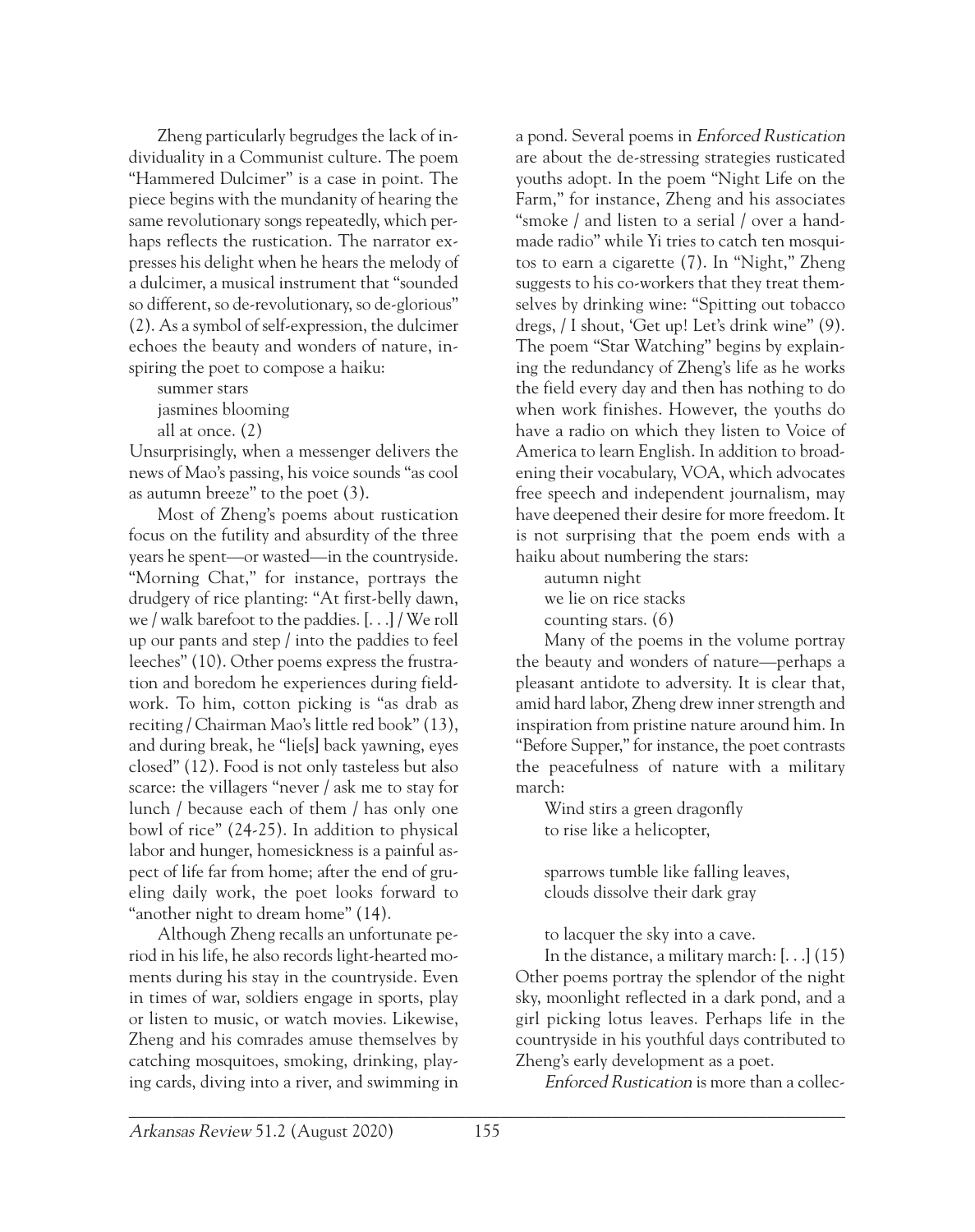Zheng particularly begrudges the lack of individuality in a Communist culture. The poem "Hammered Dulcimer" is a case in point. The piece begins with the mundanity of hearing the same revolutionary songs repeatedly, which perhaps reflects the rustication. The narrator expresses his delight when he hears the melody of a dulcimer, a musical instrument that "sounded so different, so de-revolutionary, so de-glorious" (2). As a symbol of self-expression, the dulcimer echoes the beauty and wonders of nature, inspiring the poet to compose a haiku:

> summer stars
> jasmines blooming
> all at once. (2)

Unsurprisingly, when a messenger delivers the news of Mao's passing, his voice sounds "as cool as autumn breeze" to the poet (3).

Most of Zheng's poems about rustication focus on the futility and absurdity of the three years he spent—or wasted—in the countryside. "Morning Chat," for instance, portrays the drudgery of rice planting: "At first-belly dawn, we / walk barefoot to the paddies. [. . .] / We roll up our pants and step / into the paddies to feel leeches" (10). Other poems express the frustration and boredom he experiences during fieldwork. To him, cotton picking is "as drab as reciting / Chairman Mao's little red book" (13), and during break, he "lie[s] back yawning, eyes closed" (12). Food is not only tasteless but also scarce: the villagers "never / ask me to stay for lunch / because each of them / has only one bowl of rice" (24-25). In addition to physical labor and hunger, homesickness is a painful aspect of life far from home; after the end of grueling daily work, the poet looks forward to "another night to dream home" (14).

Although Zheng recalls an unfortunate period in his life, he also records light-hearted moments during his stay in the countryside. Even in times of war, soldiers engage in sports, play or listen to music, or watch movies. Likewise, Zheng and his comrades amuse themselves by catching mosquitoes, smoking, drinking, playing cards, diving into a river, and swimming in a pond. Several poems in *Enforced Rustication* are about the de-stressing strategies rusticated youths adopt. In the poem "Night Life on the Farm," for instance, Zheng and his associates "smoke / and listen to a serial / over a handmade radio" while Yi tries to catch ten mosquitos to earn a cigarette (7). In "Night," Zheng suggests to his co-workers that they treat themselves by drinking wine: "Spitting out tobacco dregs, / I shout, 'Get up! Let's drink wine" (9). The poem "Star Watching" begins by explaining the redundancy of Zheng's life as he works the field every day and then has nothing to do when work finishes. However, the youths do have a radio on which they listen to Voice of America to learn English. In addition to broadening their vocabulary, VOA, which advocates free speech and independent journalism, may have deepened their desire for more freedom. It is not surprising that the poem ends with a haiku about numbering the stars:

> autumn night
> we lie on rice stacks
> counting stars. (6)

Many of the poems in the volume portray the beauty and wonders of nature—perhaps a pleasant antidote to adversity. It is clear that, amid hard labor, Zheng drew inner strength and inspiration from pristine nature around him. In "Before Supper," for instance, the poet contrasts the peacefulness of nature with a military march:

> Wind stirs a green dragonfly
> to rise like a helicopter,
>
> sparrows tumble like falling leaves,
> clouds dissolve their dark gray
>
> to lacquer the sky into a cave.
>
> In the distance, a military march: [. . .] (15)

Other poems portray the splendor of the night sky, moonlight reflected in a dark pond, and a girl picking lotus leaves. Perhaps life in the countryside in his youthful days contributed to Zheng's early development as a poet.

*Enforced Rustication* is more than a collec-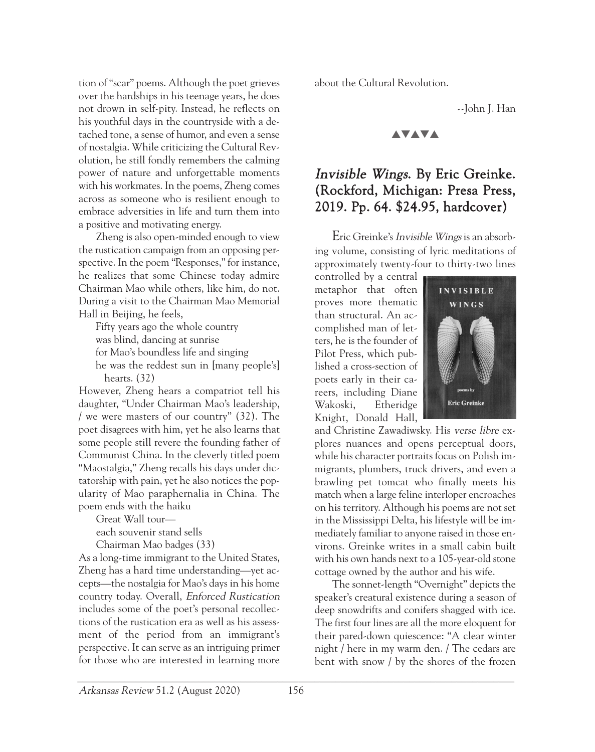tion of "scar" poems. Although the poet grieves over the hardships in his teenage years, he does not drown in self-pity. Instead, he reflects on his youthful days in the countryside with a detached tone, a sense of humor, and even a sense of nostalgia. While criticizing the Cultural Revolution, he still fondly remembers the calming power of nature and unforgettable moments with his workmates. In the poems, Zheng comes across as someone who is resilient enough to embrace adversities in life and turn them into a positive and motivating energy.

Zheng is also open-minded enough to view the rustication campaign from an opposing perspective. In the poem "Responses," for instance, he realizes that some Chinese today admire Chairman Mao while others, like him, do not. During a visit to the Chairman Mao Memorial Hall in Beijing, he feels,

> Fifty years ago the whole country
> was blind, dancing at sunrise
> for Mao's boundless life and singing
> he was the reddest sun in [many people's] hearts. (32)

However, Zheng hears a compatriot tell his daughter, "Under Chairman Mao's leadership, / we were masters of our country" (32). The poet disagrees with him, yet he also learns that some people still revere the founding father of Communist China. In the cleverly titled poem "Maostalgia," Zheng recalls his days under dictatorship with pain, yet he also notices the popularity of Mao paraphernalia in China. The poem ends with the haiku

> Great Wall tour—
> each souvenir stand sells
> Chairman Mao badges (33)

As a long-time immigrant to the United States, Zheng has a hard time understanding—yet accepts—the nostalgia for Mao's days in his home country today. Overall, *Enforced Rustication* includes some of the poet's personal recollections of the rustication era as well as his assessment of the period from an immigrant's perspective. It can serve as an intriguing primer for those who are interested in learning more about the Cultural Revolution.

--John J. Han

▲▼▲▼▲

## *Invisible Wings*. By Eric Greinke. (Rockford, Michigan: Presa Press, 2019. Pp. 64. $24.95, hardcover)

Eric Greinke's *Invisible Wings* is an absorbing volume, consisting of lyric meditations of approximately twenty-four to thirty-two lines controlled by a central metaphor that often proves more thematic than structural. An accomplished man of letters, he is the founder of Pilot Press, which published a cross-section of poets early in their careers, including Diane Wakoski, Etheridge Knight, Donald Hall, and Christine Zawadiwsky. His *verse libre* explores nuances and opens perceptual doors, while his character portraits focus on Polish immigrants, plumbers, truck drivers, and even a brawling pet tomcat who finally meets his match when a large feline interloper encroaches on his territory. Although his poems are not set in the Mississippi Delta, his lifestyle will be immediately familiar to anyone raised in those environs. Greinke writes in a small cabin built with his own hands next to a 105-year-old stone cottage owned by the author and his wife.

The sonnet-length "Overnight" depicts the speaker's creatural existence during a season of deep snowdrifts and conifers shagged with ice. The first four lines are all the more eloquent for their pared-down quiescence: "A clear winter night / here in my warm den. / The cedars are bent with snow / by the shores of the frozen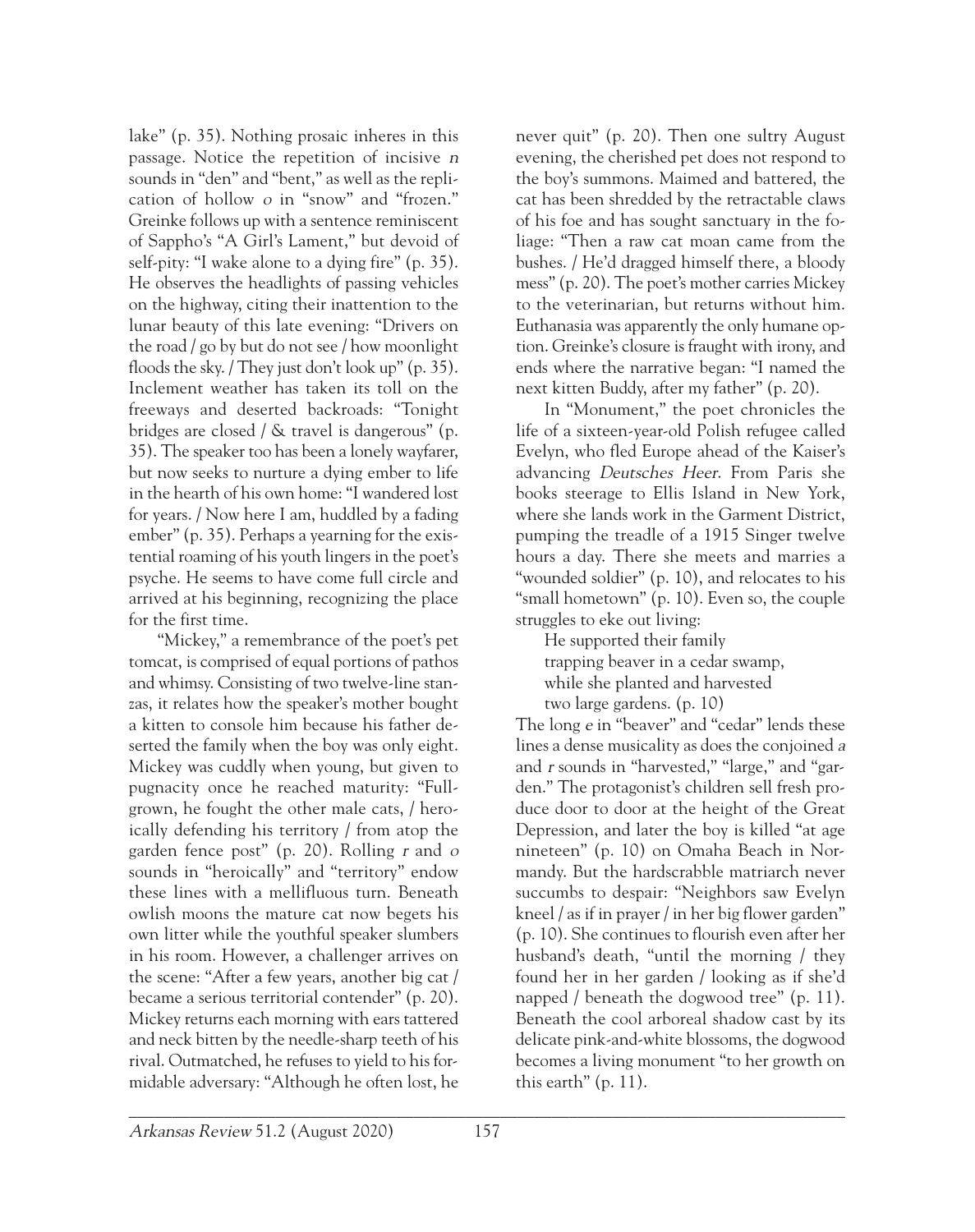lake" (p. 35). Nothing prosaic inheres in this passage. Notice the repetition of incisive *n* sounds in "den" and "bent," as well as the replication of hollow *o* in "snow" and "frozen." Greinke follows up with a sentence reminiscent of Sappho's "A Girl's Lament," but devoid of self-pity: "I wake alone to a dying fire" (p. 35). He observes the headlights of passing vehicles on the highway, citing their inattention to the lunar beauty of this late evening: "Drivers on the road / go by but do not see / how moonlight floods the sky. / They just don't look up" (p. 35). Inclement weather has taken its toll on the freeways and deserted backroads: "Tonight bridges are closed / & travel is dangerous" (p. 35). The speaker too has been a lonely wayfarer, but now seeks to nurture a dying ember to life in the hearth of his own home: "I wandered lost for years. / Now here I am, huddled by a fading ember" (p. 35). Perhaps a yearning for the existential roaming of his youth lingers in the poet's psyche. He seems to have come full circle and arrived at his beginning, recognizing the place for the first time.

"Mickey," a remembrance of the poet's pet tomcat, is comprised of equal portions of pathos and whimsy. Consisting of two twelve-line stanzas, it relates how the speaker's mother bought a kitten to console him because his father deserted the family when the boy was only eight. Mickey was cuddly when young, but given to pugnacity once he reached maturity: "Full-grown, he fought the other male cats, / heroically defending his territory / from atop the garden fence post" (p. 20). Rolling *r* and *o* sounds in "heroically" and "territory" endow these lines with a mellifluous turn. Beneath owlish moons the mature cat now begets his own litter while the youthful speaker slumbers in his room. However, a challenger arrives on the scene: "After a few years, another big cat / became a serious territorial contender" (p. 20). Mickey returns each morning with ears tattered and neck bitten by the needle-sharp teeth of his rival. Outmatched, he refuses to yield to his formidable adversary: "Although he often lost, he never quit" (p. 20). Then one sultry August evening, the cherished pet does not respond to the boy's summons. Maimed and battered, the cat has been shredded by the retractable claws of his foe and has sought sanctuary in the foliage: "Then a raw cat moan came from the bushes. / He'd dragged himself there, a bloody mess" (p. 20). The poet's mother carries Mickey to the veterinarian, but returns without him. Euthanasia was apparently the only humane option. Greinke's closure is fraught with irony, and ends where the narrative began: "I named the next kitten Buddy, after my father" (p. 20).

In "Monument," the poet chronicles the life of a sixteen-year-old Polish refugee called Evelyn, who fled Europe ahead of the Kaiser's advancing *Deutsches Heer*. From Paris she books steerage to Ellis Island in New York, where she lands work in the Garment District, pumping the treadle of a 1915 Singer twelve hours a day. There she meets and marries a "wounded soldier" (p. 10), and relocates to his "small hometown" (p. 10). Even so, the couple struggles to eke out living:

> He supported their family
> trapping beaver in a cedar swamp,
> while she planted and harvested
> two large gardens. (p. 10)

The long *e* in "beaver" and "cedar" lends these lines a dense musicality as does the conjoined *a* and *r* sounds in "harvested," "large," and "garden." The protagonist's children sell fresh produce door to door at the height of the Great Depression, and later the boy is killed "at age nineteen" (p. 10) on Omaha Beach in Normandy. But the hardscrabble matriarch never succumbs to despair: "Neighbors saw Evelyn kneel / as if in prayer / in her big flower garden" (p. 10). She continues to flourish even after her husband's death, "until the morning / they found her in her garden / looking as if she'd napped / beneath the dogwood tree" (p. 11). Beneath the cool arboreal shadow cast by its delicate pink-and-white blossoms, the dogwood becomes a living monument "to her growth on this earth" (p. 11).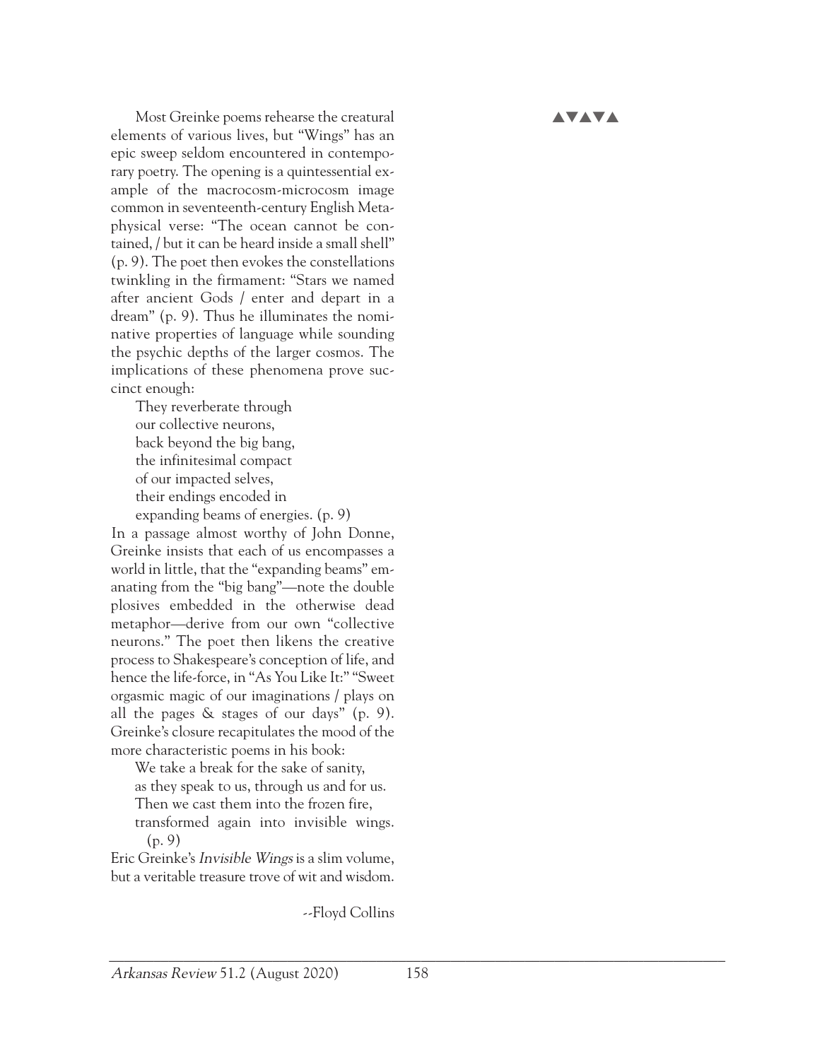Most Greinke poems rehearse the creatural elements of various lives, but "Wings" has an epic sweep seldom encountered in contemporary poetry. The opening is a quintessential example of the macrocosm-microcosm image common in seventeenth-century English Metaphysical verse: "The ocean cannot be contained, / but it can be heard inside a small shell" (p. 9). The poet then evokes the constellations twinkling in the firmament: "Stars we named after ancient Gods / enter and depart in a dream" (p. 9). Thus he illuminates the nominative properties of language while sounding the psychic depths of the larger cosmos. The implications of these phenomena prove succinct enough:

> They reverberate through
> our collective neurons,
> back beyond the big bang,
> the infinitesimal compact
> of our impacted selves,
> their endings encoded in
> expanding beams of energies. (p. 9)

In a passage almost worthy of John Donne, Greinke insists that each of us encompasses a world in little, that the "expanding beams" emanating from the "big bang"—note the double plosives embedded in the otherwise dead metaphor—derive from our own "collective neurons." The poet then likens the creative process to Shakespeare's conception of life, and hence the life-force, in "As You Like It:" "Sweet orgasmic magic of our imaginations / plays on all the pages & stages of our days" (p. 9). Greinke's closure recapitulates the mood of the more characteristic poems in his book:

> We take a break for the sake of sanity,
> as they speak to us, through us and for us.
> Then we cast them into the frozen fire,
> transformed again into invisible wings. (p. 9)

Eric Greinke's *Invisible Wings* is a slim volume, but a veritable treasure trove of wit and wisdom.

--Floyd Collins

▲▼▲▼▲